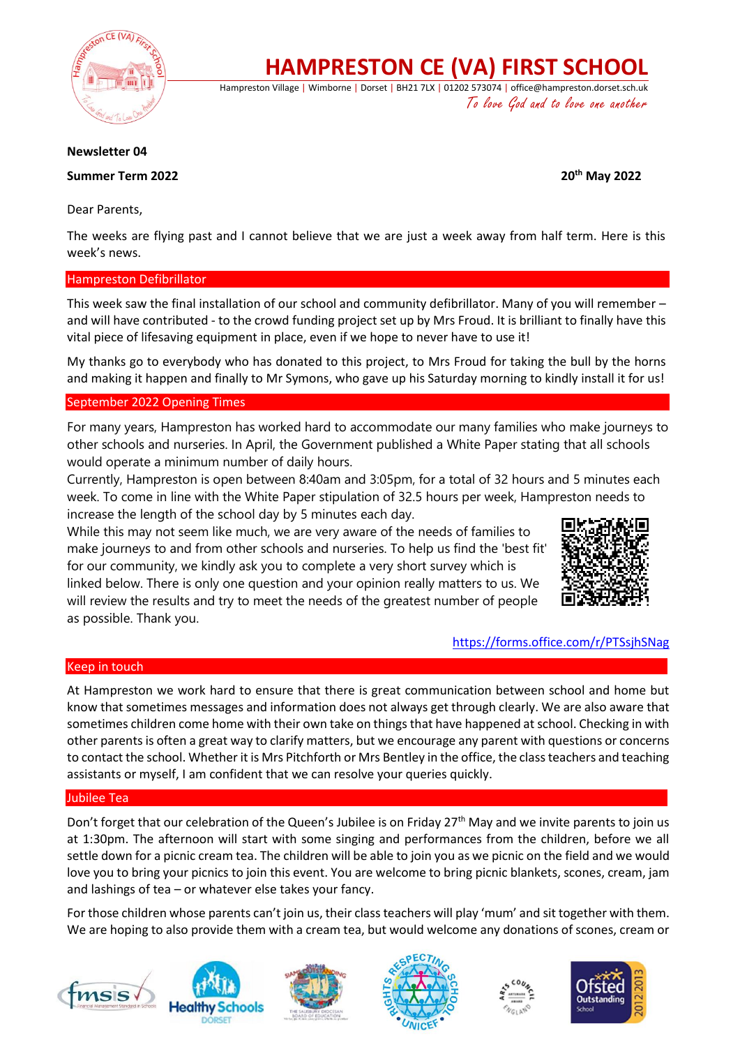# HAMPRESTON CE (VA) FIRST SCHOOL

Hampreston Village | Wimborne | Dorset | BH21 7LX | 01202 573074 | office@hampreston.dorset.sch.uk

*To love God and to love one another*

**Newsletter 04**

**Summer Term 2022** **20th May 2022**

Dear Parents,

The weeks are flying past and I cannot believe that we are just a week away from half term. Here is this week's news.

## Hampreston Defibrillator

This week saw the final installation of our school and community defibrillator. Many of you will remember – and will have contributed - to the crowd funding project set up by Mrs Froud. It is brilliant to finally have this vital piece of lifesaving equipment in place, even if we hope to never have to use it!

My thanks go to everybody who has donated to this project, to Mrs Froud for taking the bull by the horns and making it happen and finally to Mr Symons, who gave up his Saturday morning to kindly install it for us!

## September 2022 Opening Times

For many years, Hampreston has worked hard to accommodate our many families who make journeys to other schools and nurseries. In April, the Government published a White Paper stating that all schools would operate a minimum number of daily hours.

Currently, Hampreston is open between 8:40am and 3:05pm, for a total of 32 hours and 5 minutes each week. To come in line with the White Paper stipulation of 32.5 hours per week, Hampreston needs to increase the length of the school day by 5 minutes each day.

While this may not seem like much, we are very aware of the needs of families to make journeys to and from other schools and nurseries. To help us find the 'best fit' for our community, we kindly ask you to complete a very short survey which is linked below. There is only one question and your opinion really matters to us. We will review the results and try to meet the needs of the greatest number of people as possible. Thank you.

https://forms.office.com/r/PTSsjhSNag

## Keep in touch

At Hampreston we work hard to ensure that there is great communication between school and home but know that sometimes messages and information does not always get through clearly. We are also aware that sometimes children come home with their own take on things that have happened at school. Checking in with other parents is often a great way to clarify matters, but we encourage any parent with questions or concerns to contact the school. Whether it is Mrs Pitchforth or Mrs Bentley in the office, the class teachers and teaching assistants or myself, I am confident that we can resolve your queries quickly.

## Jubilee Tea

Don't forget that our celebration of the Queen's Jubilee is on Friday 27th May and we invite parents to join us at 1:30pm. The afternoon will start with some singing and performances from the children, before we all settle down for a picnic cream tea. The children will be able to join you as we picnic on the field and we would love you to bring your picnics to join this event. You are welcome to bring picnic blankets, scones, cream, jam and lashings of tea – or whatever else takes your fancy.

For those children whose parents can't join us, their class teachers will play 'mum' and sit together with them. We are hoping to also provide them with a cream tea, but would welcome any donations of scones, cream or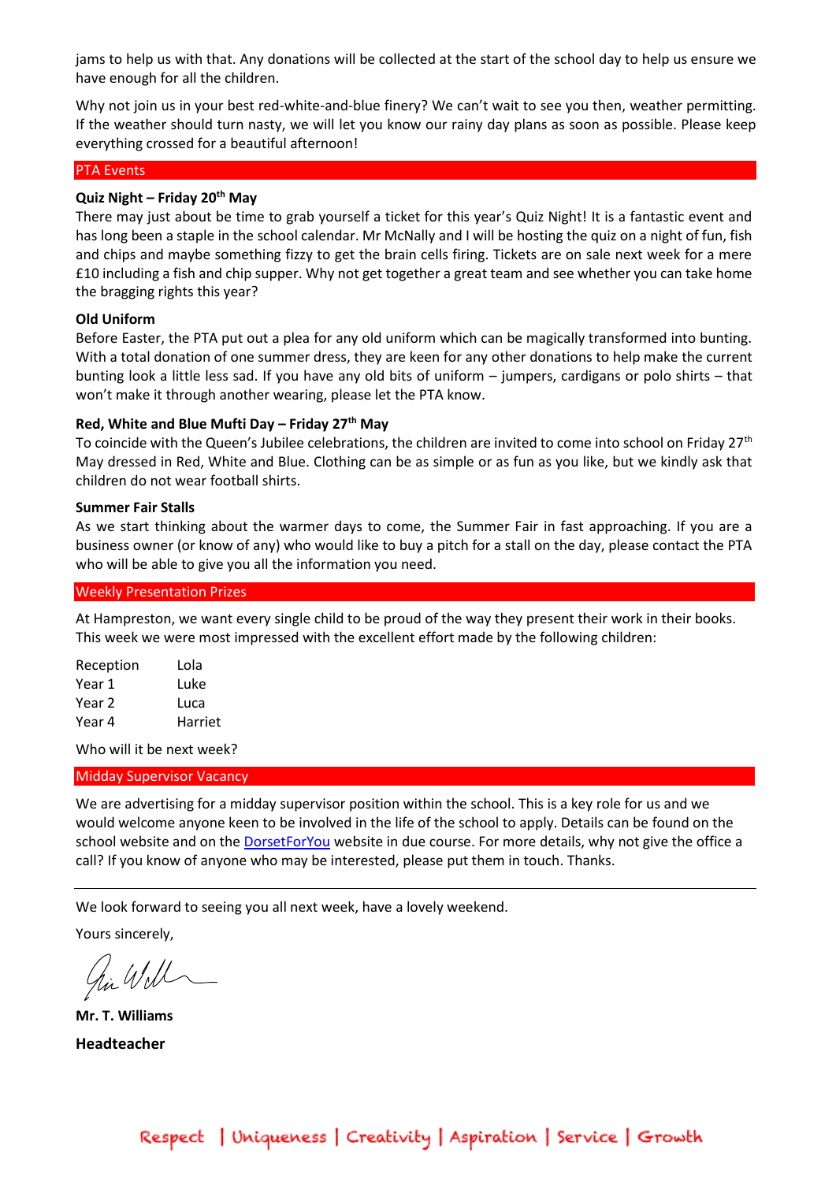jams to help us with that. Any donations will be collected at the start of the school day to help us ensure we have enough for all the children.

Why not join us in your best red-white-and-blue finery? We can't wait to see you then, weather permitting. If the weather should turn nasty, we will let you know our rainy day plans as soon as possible. Please keep everything crossed for a beautiful afternoon!

## PTA Events

**Quiz Night – Friday 20th May**

There may just about be time to grab yourself a ticket for this year's Quiz Night! It is a fantastic event and has long been a staple in the school calendar. Mr McNally and I will be hosting the quiz on a night of fun, fish and chips and maybe something fizzy to get the brain cells firing. Tickets are on sale next week for a mere £10 including a fish and chip supper. Why not get together a great team and see whether you can take home the bragging rights this year?

**Old Uniform**

Before Easter, the PTA put out a plea for any old uniform which can be magically transformed into bunting. With a total donation of one summer dress, they are keen for any other donations to help make the current bunting look a little less sad. If you have any old bits of uniform – jumpers, cardigans or polo shirts – that won't make it through another wearing, please let the PTA know.

**Red, White and Blue Mufti Day – Friday 27th May**

To coincide with the Queen's Jubilee celebrations, the children are invited to come into school on Friday 27th May dressed in Red, White and Blue. Clothing can be as simple or as fun as you like, but we kindly ask that children do not wear football shirts.

**Summer Fair Stalls**

As we start thinking about the warmer days to come, the Summer Fair in fast approaching. If you are a business owner (or know of any) who would like to buy a pitch for a stall on the day, please contact the PTA who will be able to give you all the information you need.

## Weekly Presentation Prizes

At Hampreston, we want every single child to be proud of the way they present their work in their books. This week we were most impressed with the excellent effort made by the following children:

| | |
|---|---|
| Reception | Lola |
| Year 1 | Luke |
| Year 2 | Luca |
| Year 4 | Harriet |

Who will it be next week?

## Midday Supervisor Vacancy

We are advertising for a midday supervisor position within the school. This is a key role for us and we would welcome anyone keen to be involved in the life of the school to apply. Details can be found on the school website and on the DorsetForYou website in due course. For more details, why not give the office a call? If you know of anyone who may be interested, please put them in touch. Thanks.

---

We look forward to seeing you all next week, have a lovely weekend.

Yours sincerely,

**Mr. T. Williams**

**Headteacher**

Respect | Uniqueness | Creativity | Aspiration | Service | Growth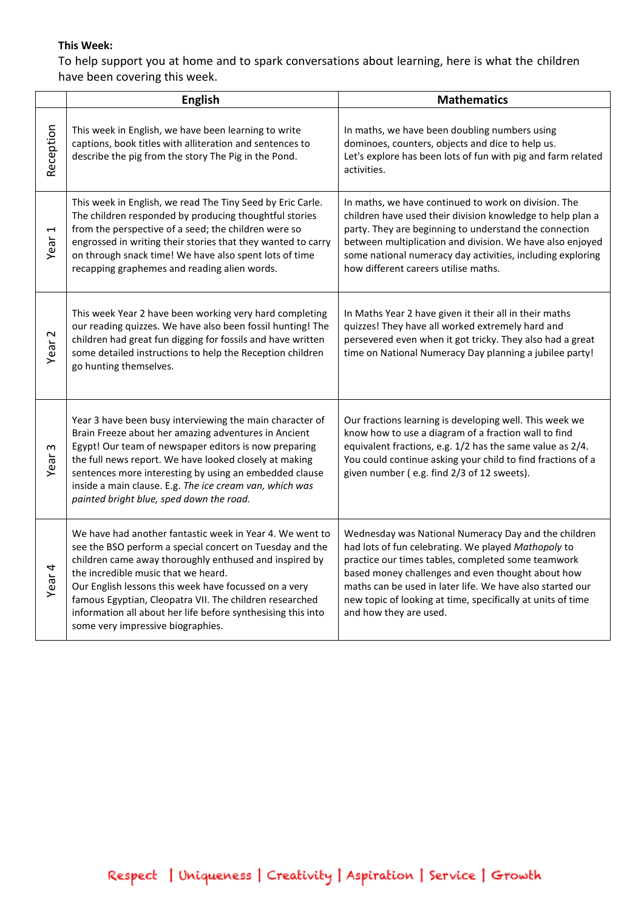**This Week:**

To help support you at home and to spark conversations about learning, here is what the children have been covering this week.

| | English | Mathematics |
|---|---|---|
| Reception | This week in English, we have been learning to write captions, book titles with alliteration and sentences to describe the pig from the story The Pig in the Pond. | In maths, we have been doubling numbers using dominoes, counters, objects and dice to help us. Let's explore has been lots of fun with pig and farm related activities. |
| Year 1 | This week in English, we read The Tiny Seed by Eric Carle. The children responded by producing thoughtful stories from the perspective of a seed; the children were so engrossed in writing their stories that they wanted to carry on through snack time! We have also spent lots of time recapping graphemes and reading alien words. | In maths, we have continued to work on division. The children have used their division knowledge to help plan a party. They are beginning to understand the connection between multiplication and division. We have also enjoyed some national numeracy day activities, including exploring how different careers utilise maths. |
| Year 2 | This week Year 2 have been working very hard completing our reading quizzes. We have also been fossil hunting! The children had great fun digging for fossils and have written some detailed instructions to help the Reception children go hunting themselves. | In Maths Year 2 have given it their all in their maths quizzes! They have all worked extremely hard and persevered even when it got tricky. They also had a great time on National Numeracy Day planning a jubilee party! |
| Year 3 | Year 3 have been busy interviewing the main character of Brain Freeze about her amazing adventures in Ancient Egypt! Our team of newspaper editors is now preparing the full news report. We have looked closely at making sentences more interesting by using an embedded clause inside a main clause. E.g. *The ice cream van, which was painted bright blue, sped down the road.* | Our fractions learning is developing well. This week we know how to use a diagram of a fraction wall to find equivalent fractions, e.g. 1/2 has the same value as 2/4. You could continue asking your child to find fractions of a given number ( e.g. find 2/3 of 12 sweets). |
| Year 4 | We have had another fantastic week in Year 4. We went to see the BSO perform a special concert on Tuesday and the children came away thoroughly enthused and inspired by the incredible music that we heard.<br>Our English lessons this week have focussed on a very famous Egyptian, Cleopatra VII. The children researched information all about her life before synthesising this into some very impressive biographies. | Wednesday was National Numeracy Day and the children had lots of fun celebrating. We played *Mathopoly* to practice our times tables, completed some teamwork based money challenges and even thought about how maths can be used in later life. We have also started our new topic of looking at time, specifically at units of time and how they are used. |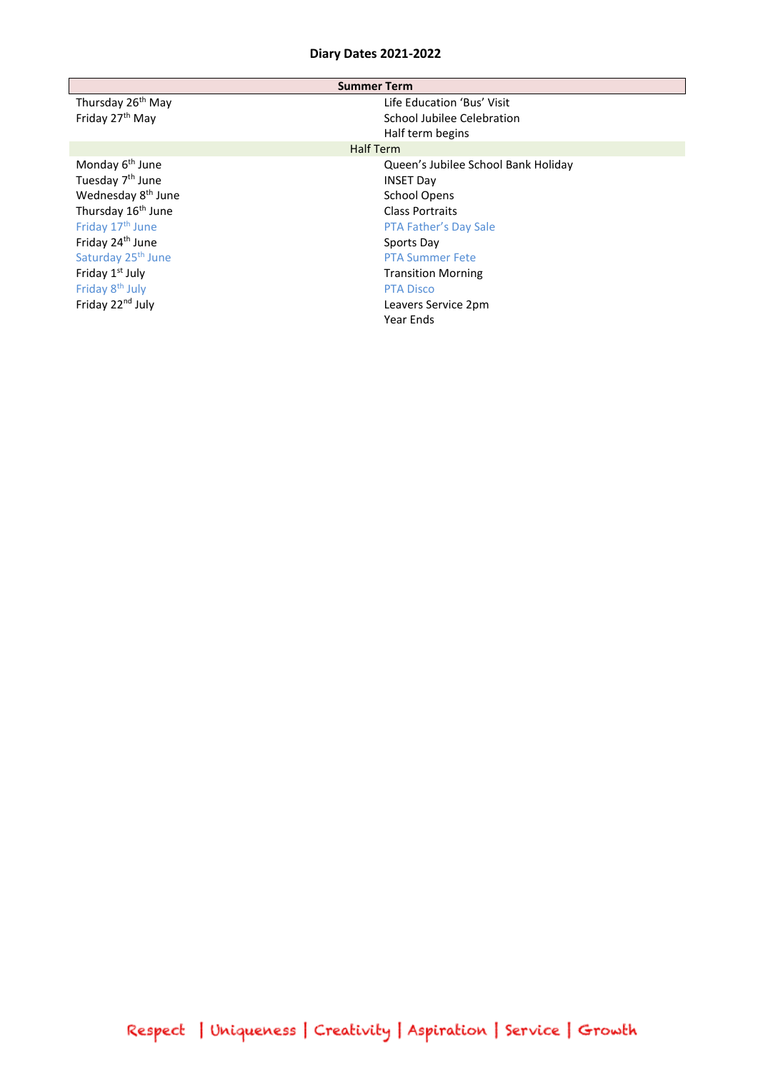**Diary Dates 2021-2022**

| Summer Term | |
|---|---|
| Thursday 26th May | Life Education 'Bus' Visit |
| Friday 27th May | School Jubilee Celebration |
| | Half term begins |
| Half Term | |
| Monday 6th June | Queen's Jubilee School Bank Holiday |
| Tuesday 7th June | INSET Day |
| Wednesday 8th June | School Opens |
| Thursday 16th June | Class Portraits |
| Friday 17th June | PTA Father's Day Sale |
| Friday 24th June | Sports Day |
| Saturday 25th June | PTA Summer Fete |
| Friday 1st July | Transition Morning |
| Friday 8th July | PTA Disco |
| Friday 22nd July | Leavers Service 2pm |
| | Year Ends |

Respect | Uniqueness | Creativity | Aspiration | Service | Growth